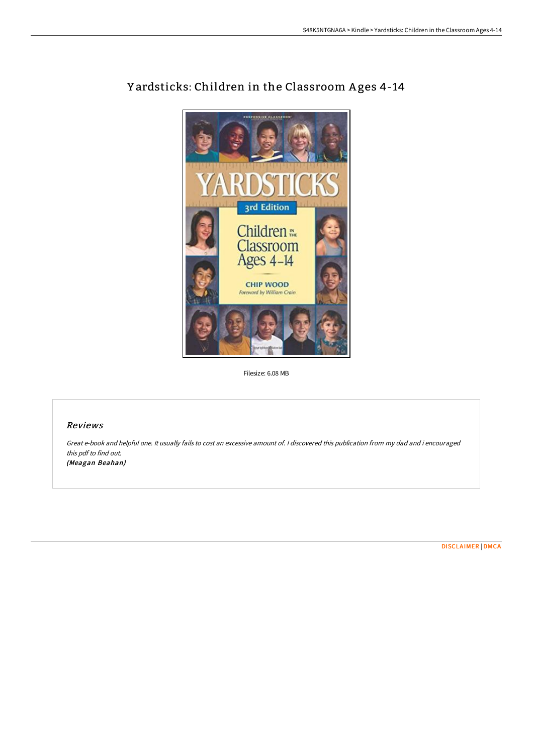# Yardsticks: Children in the Classroom Ages 4-14

Filesize: 6.08 MB

## Reviews

*Great e-book and helpful one. It usually fails to cost an excessive amount of. I discovered this publication from my dad and i encouraged this pdf to find out.*

***(Meagan Beahan)***

DISCLAIMER | DMCA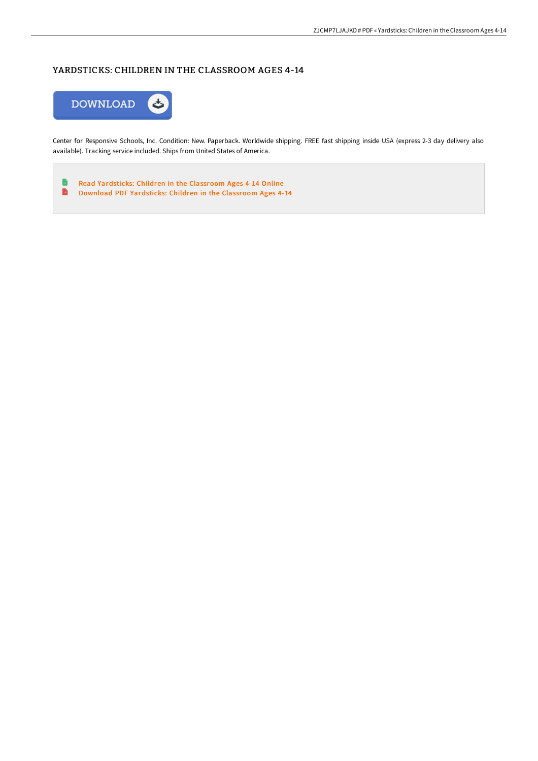# YARDSTICKS: CHILDREN IN THE CLASSROOM AGES 4-14

Center for Responsive Schools, Inc. Condition: New. Paperback. Worldwide shipping. FREE fast shipping inside USA (express 2-3 day delivery also available). Tracking service included. Ships from United States of America.

- Read Yardsticks: Children in the Classroom Ages 4-14 Online
- Download PDF Yardsticks: Children in the Classroom Ages 4-14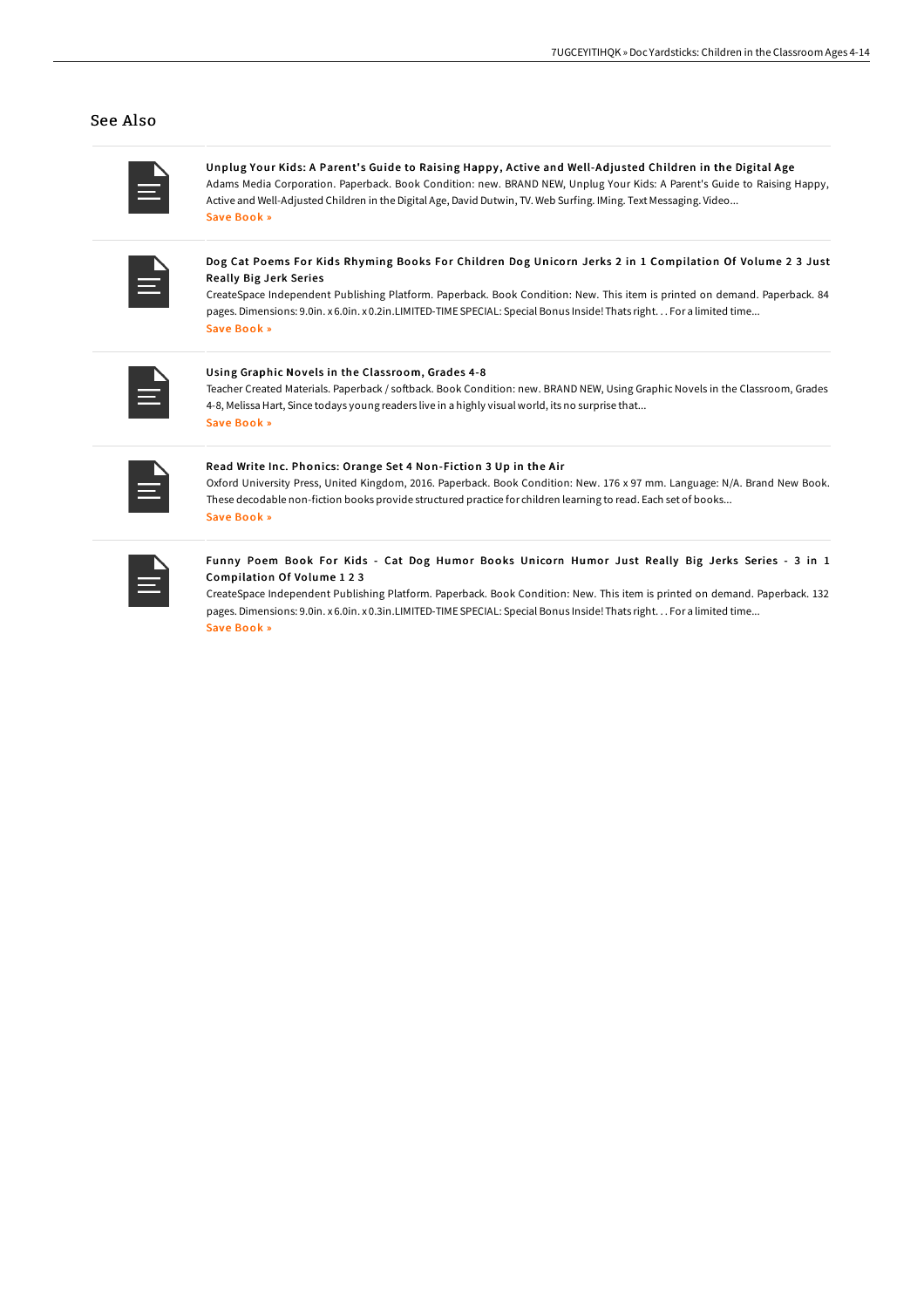## See Also

**Unplug Your Kids: A Parent's Guide to Raising Happy, Active and Well-Adjusted Children in the Digital Age**

Adams Media Corporation. Paperback. Book Condition: new. BRAND NEW, Unplug Your Kids: A Parent's Guide to Raising Happy, Active and Well-Adjusted Children in the Digital Age, David Dutwin, TV. Web Surfing. IMing. Text Messaging. Video...

Save Book »

**Dog Cat Poems For Kids Rhyming Books For Children Dog Unicorn Jerks 2 in 1 Compilation Of Volume 2 3 Just Really Big Jerk Series**

CreateSpace Independent Publishing Platform. Paperback. Book Condition: New. This item is printed on demand. Paperback. 84 pages. Dimensions: 9.0in. x 6.0in. x 0.2in.LIMITED-TIME SPECIAL: Special Bonus Inside! Thats right. . . For a limited time...

Save Book »

**Using Graphic Novels in the Classroom, Grades 4-8**

Teacher Created Materials. Paperback / softback. Book Condition: new. BRAND NEW, Using Graphic Novels in the Classroom, Grades 4-8, Melissa Hart, Since todays young readers live in a highly visual world, its no surprise that...

Save Book »

**Read Write Inc. Phonics: Orange Set 4 Non-Fiction 3 Up in the Air**

Oxford University Press, United Kingdom, 2016. Paperback. Book Condition: New. 176 x 97 mm. Language: N/A. Brand New Book. These decodable non-fiction books provide structured practice for children learning to read. Each set of books...

Save Book »

**Funny Poem Book For Kids - Cat Dog Humor Books Unicorn Humor Just Really Big Jerks Series - 3 in 1 Compilation Of Volume 1 2 3**

CreateSpace Independent Publishing Platform. Paperback. Book Condition: New. This item is printed on demand. Paperback. 132 pages. Dimensions: 9.0in. x 6.0in. x 0.3in.LIMITED-TIME SPECIAL: Special Bonus Inside! Thats right. . . For a limited time...

Save Book »